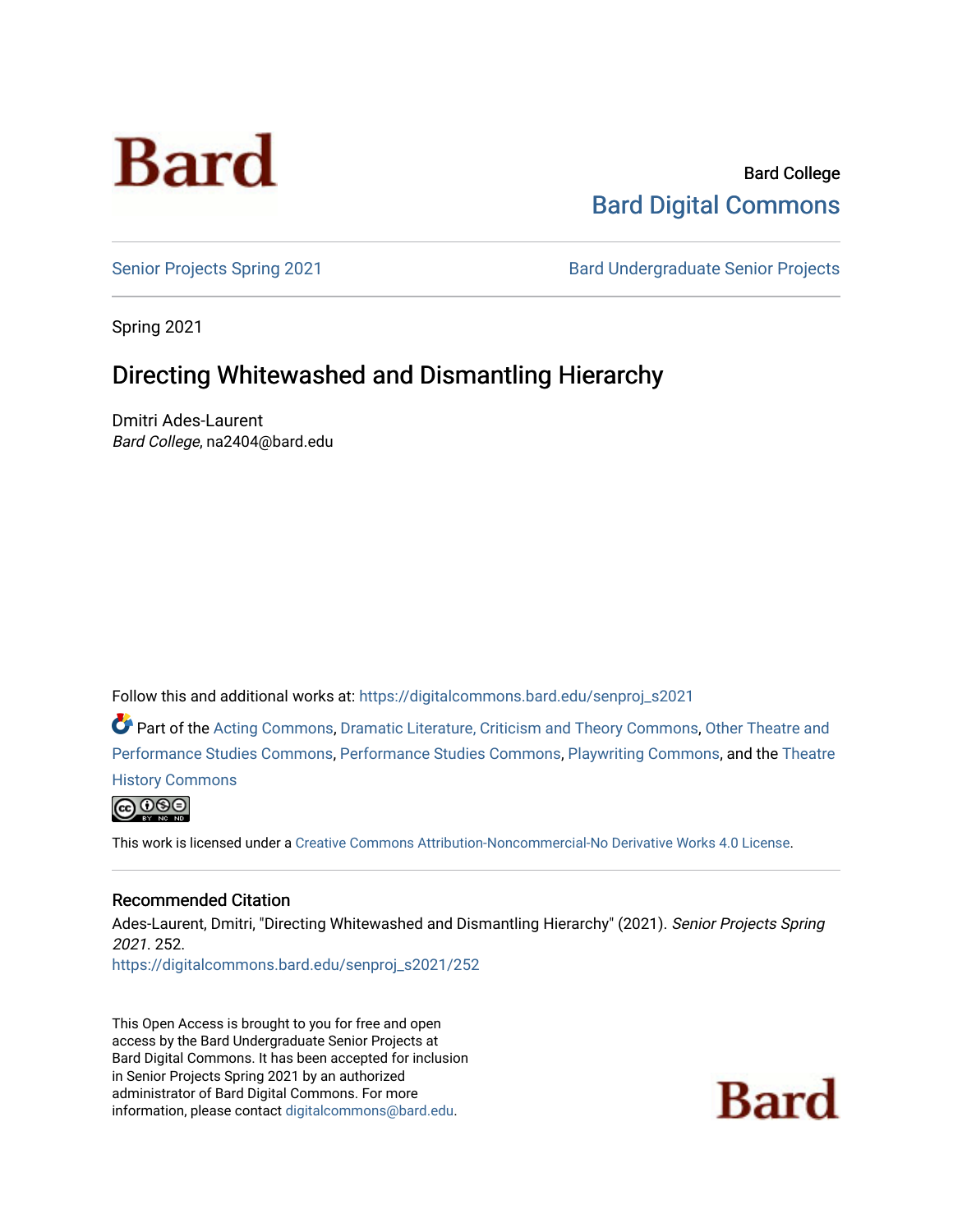Bard

Bard College
Bard Digital Commons

Senior Projects Spring 2021 | Bard Undergraduate Senior Projects

Spring 2021

# Directing Whitewashed and Dismantling Hierarchy

Dmitri Ades-Laurent
*Bard College*, na2404@bard.edu

Follow this and additional works at: https://digitalcommons.bard.edu/senproj_s2021

Part of the Acting Commons, Dramatic Literature, Criticism and Theory Commons, Other Theatre and Performance Studies Commons, Performance Studies Commons, Playwriting Commons, and the Theatre History Commons

This work is licensed under a Creative Commons Attribution-Noncommercial-No Derivative Works 4.0 License.

## Recommended Citation

Ades-Laurent, Dmitri, "Directing Whitewashed and Dismantling Hierarchy" (2021). *Senior Projects Spring 2021*. 252.
https://digitalcommons.bard.edu/senproj_s2021/252

This Open Access is brought to you for free and open access by the Bard Undergraduate Senior Projects at Bard Digital Commons. It has been accepted for inclusion in Senior Projects Spring 2021 by an authorized administrator of Bard Digital Commons. For more information, please contact digitalcommons@bard.edu.

Bard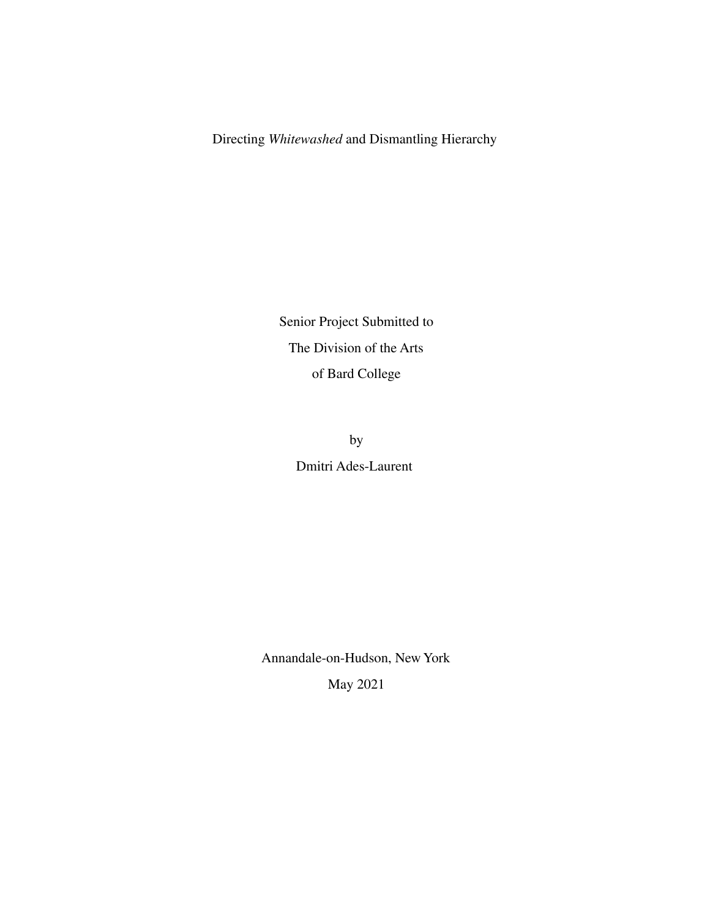# Directing *Whitewashed* and Dismantling Hierarchy

Senior Project Submitted to

The Division of the Arts

of Bard College

by

Dmitri Ades-Laurent

Annandale-on-Hudson, New York

May 2021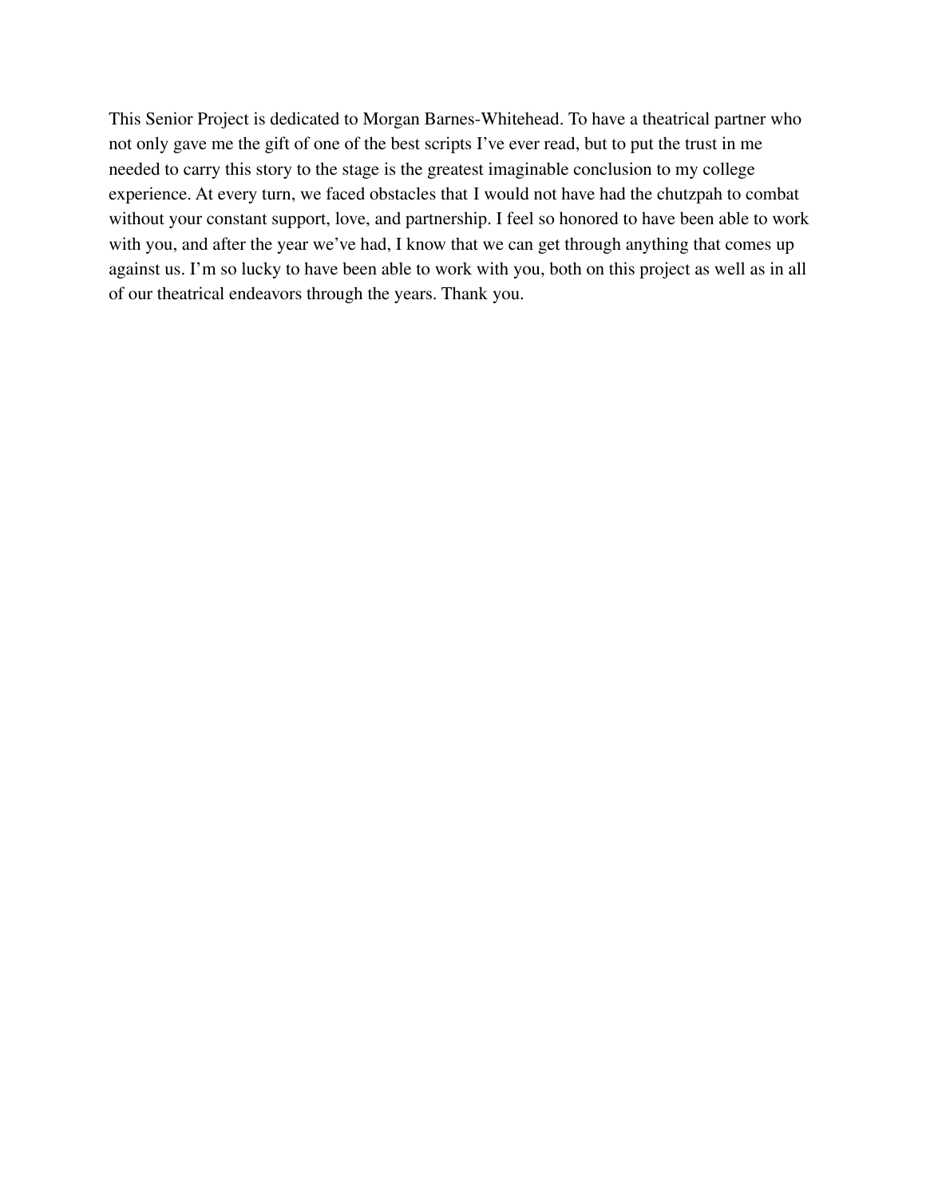This Senior Project is dedicated to Morgan Barnes-Whitehead. To have a theatrical partner who not only gave me the gift of one of the best scripts I've ever read, but to put the trust in me needed to carry this story to the stage is the greatest imaginable conclusion to my college experience. At every turn, we faced obstacles that I would not have had the chutzpah to combat without your constant support, love, and partnership. I feel so honored to have been able to work with you, and after the year we've had, I know that we can get through anything that comes up against us. I'm so lucky to have been able to work with you, both on this project as well as in all of our theatrical endeavors through the years. Thank you.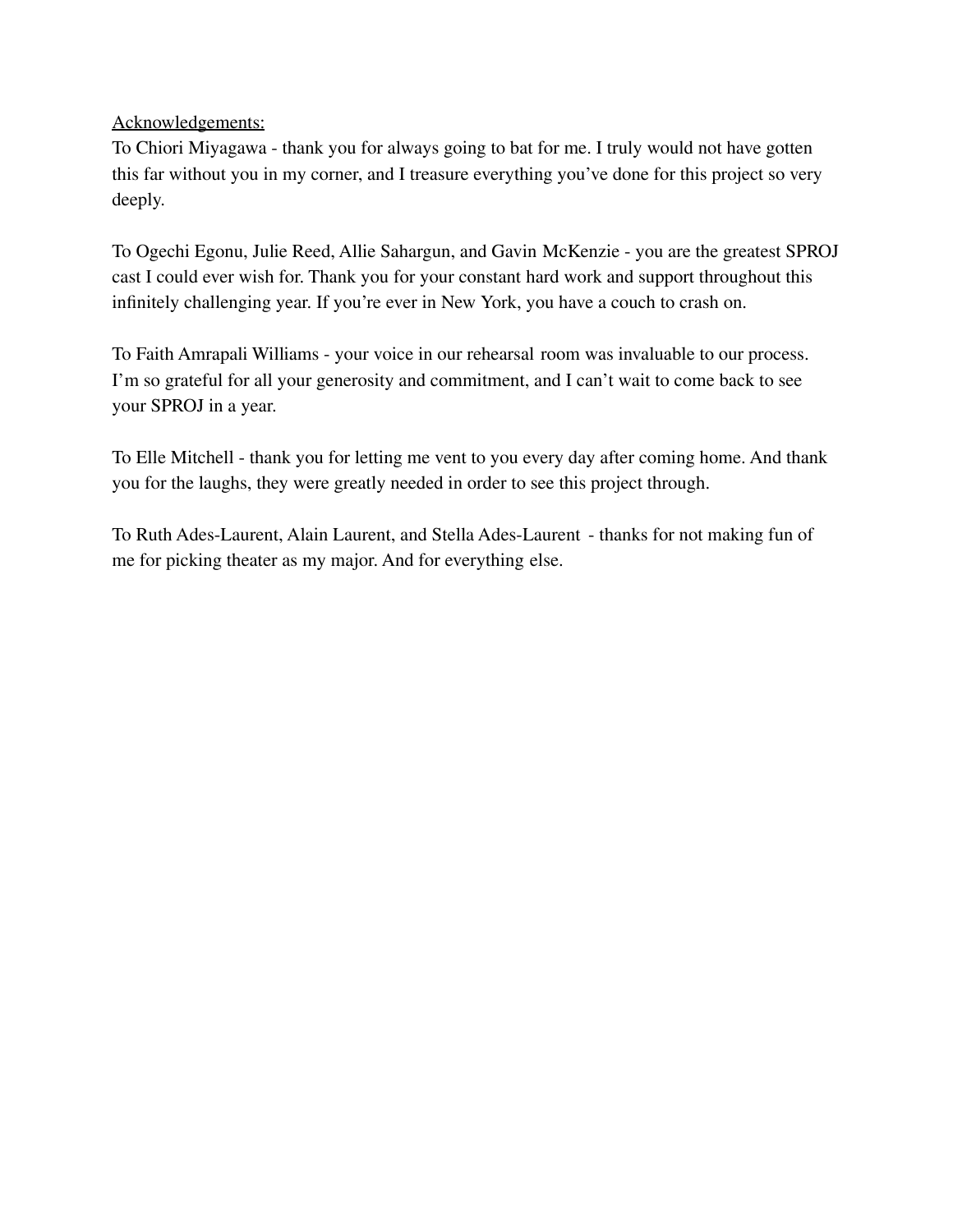<u>Acknowledgements:</u>

To Chiori Miyagawa - thank you for always going to bat for me. I truly would not have gotten this far without you in my corner, and I treasure everything you've done for this project so very deeply.

To Ogechi Egonu, Julie Reed, Allie Sahargun, and Gavin McKenzie - you are the greatest SPROJ cast I could ever wish for. Thank you for your constant hard work and support throughout this infinitely challenging year. If you're ever in New York, you have a couch to crash on.

To Faith Amrapali Williams - your voice in our rehearsal room was invaluable to our process. I'm so grateful for all your generosity and commitment, and I can't wait to come back to see your SPROJ in a year.

To Elle Mitchell - thank you for letting me vent to you every day after coming home. And thank you for the laughs, they were greatly needed in order to see this project through.

To Ruth Ades-Laurent, Alain Laurent, and Stella Ades-Laurent - thanks for not making fun of me for picking theater as my major. And for everything else.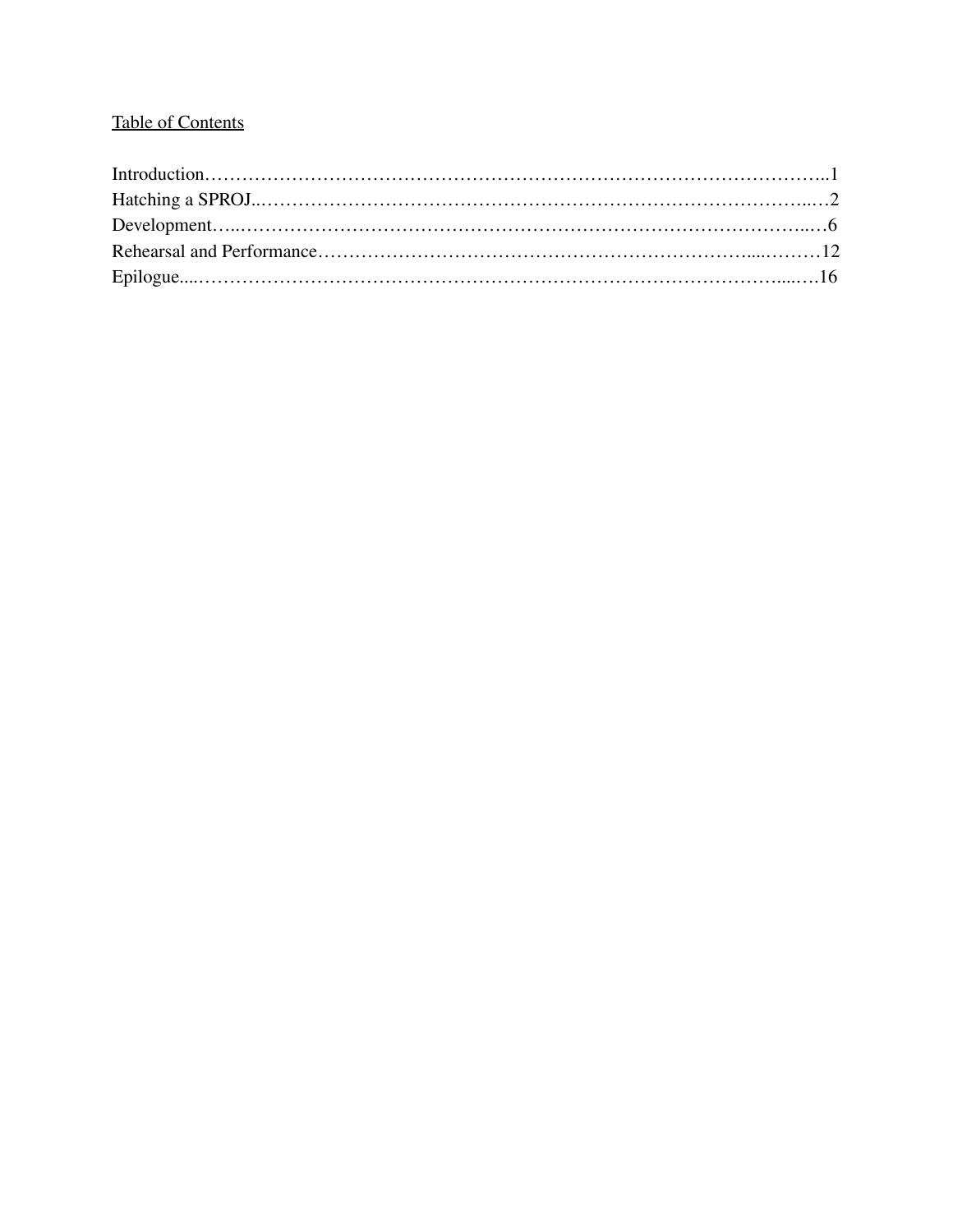Table of Contents

Introduction……………………………………………………………………………………..1
Hatching a SPROJ..……………………………………………………………………………..…2
Development…..………………………………………………………………………………..…6
Rehearsal and Performance…………………………………………………………….....………12
Epilogue....……………………………………………………………………………………....….16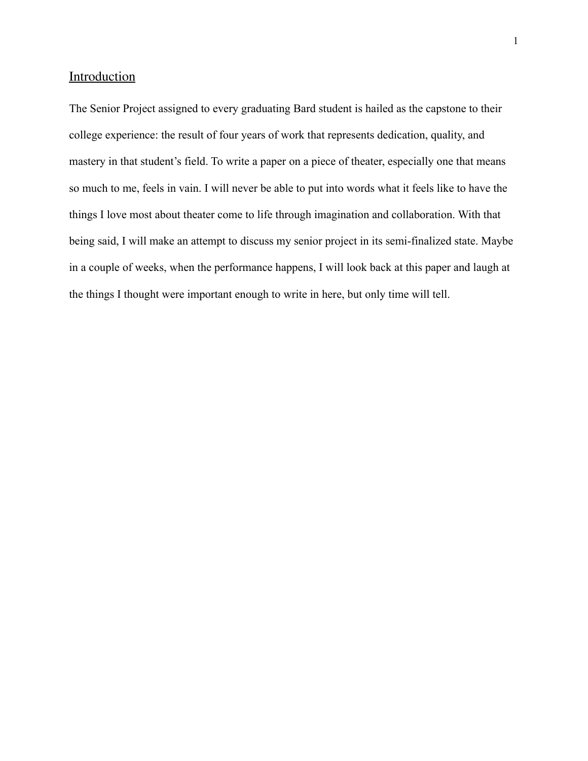## Introduction

The Senior Project assigned to every graduating Bard student is hailed as the capstone to their college experience: the result of four years of work that represents dedication, quality, and mastery in that student's field. To write a paper on a piece of theater, especially one that means so much to me, feels in vain. I will never be able to put into words what it feels like to have the things I love most about theater come to life through imagination and collaboration. With that being said, I will make an attempt to discuss my senior project in its semi-finalized state. Maybe in a couple of weeks, when the performance happens, I will look back at this paper and laugh at the things I thought were important enough to write in here, but only time will tell.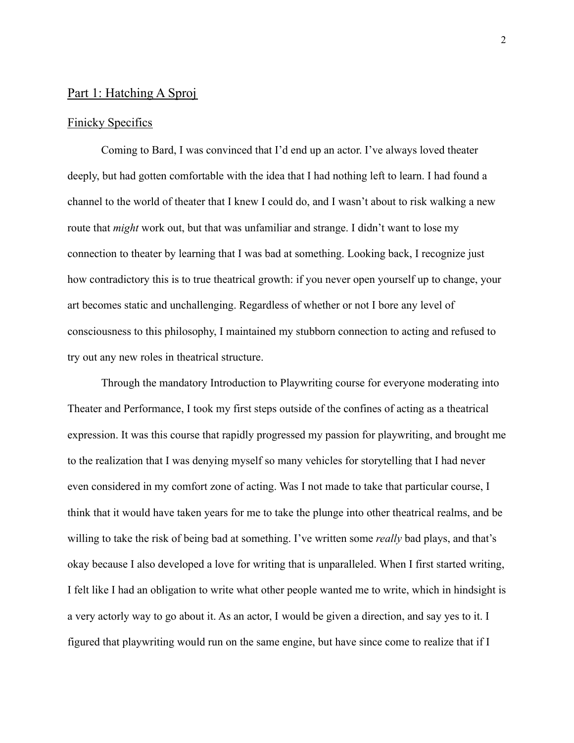## Part 1: Hatching A Sproj

### Finicky Specifics

Coming to Bard, I was convinced that I'd end up an actor. I've always loved theater deeply, but had gotten comfortable with the idea that I had nothing left to learn. I had found a channel to the world of theater that I knew I could do, and I wasn't about to risk walking a new route that *might* work out, but that was unfamiliar and strange. I didn't want to lose my connection to theater by learning that I was bad at something. Looking back, I recognize just how contradictory this is to true theatrical growth: if you never open yourself up to change, your art becomes static and unchallenging. Regardless of whether or not I bore any level of consciousness to this philosophy, I maintained my stubborn connection to acting and refused to try out any new roles in theatrical structure.

Through the mandatory Introduction to Playwriting course for everyone moderating into Theater and Performance, I took my first steps outside of the confines of acting as a theatrical expression. It was this course that rapidly progressed my passion for playwriting, and brought me to the realization that I was denying myself so many vehicles for storytelling that I had never even considered in my comfort zone of acting. Was I not made to take that particular course, I think that it would have taken years for me to take the plunge into other theatrical realms, and be willing to take the risk of being bad at something. I've written some *really* bad plays, and that's okay because I also developed a love for writing that is unparalleled. When I first started writing, I felt like I had an obligation to write what other people wanted me to write, which in hindsight is a very actorly way to go about it. As an actor, I would be given a direction, and say yes to it. I figured that playwriting would run on the same engine, but have since come to realize that if I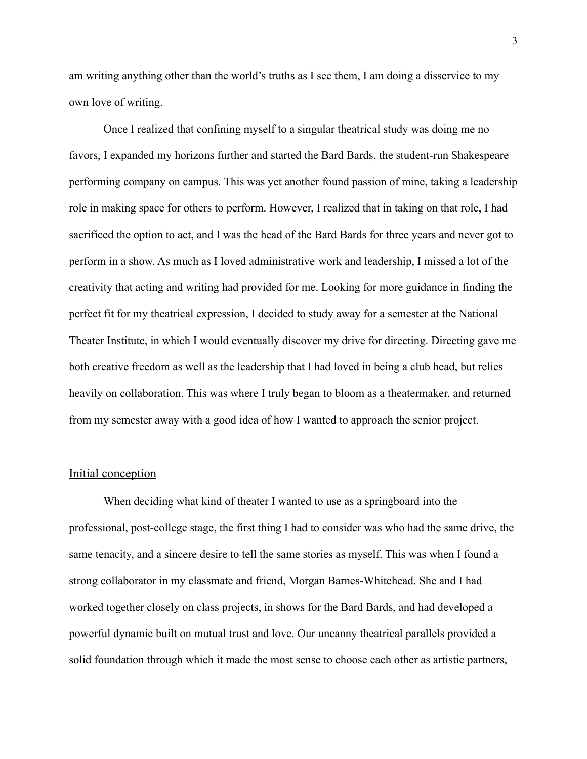am writing anything other than the world's truths as I see them, I am doing a disservice to my own love of writing.

Once I realized that confining myself to a singular theatrical study was doing me no favors, I expanded my horizons further and started the Bard Bards, the student-run Shakespeare performing company on campus. This was yet another found passion of mine, taking a leadership role in making space for others to perform. However, I realized that in taking on that role, I had sacrificed the option to act, and I was the head of the Bard Bards for three years and never got to perform in a show. As much as I loved administrative work and leadership, I missed a lot of the creativity that acting and writing had provided for me. Looking for more guidance in finding the perfect fit for my theatrical expression, I decided to study away for a semester at the National Theater Institute, in which I would eventually discover my drive for directing. Directing gave me both creative freedom as well as the leadership that I had loved in being a club head, but relies heavily on collaboration. This was where I truly began to bloom as a theatermaker, and returned from my semester away with a good idea of how I wanted to approach the senior project.

## Initial conception

When deciding what kind of theater I wanted to use as a springboard into the professional, post-college stage, the first thing I had to consider was who had the same drive, the same tenacity, and a sincere desire to tell the same stories as myself. This was when I found a strong collaborator in my classmate and friend, Morgan Barnes-Whitehead. She and I had worked together closely on class projects, in shows for the Bard Bards, and had developed a powerful dynamic built on mutual trust and love. Our uncanny theatrical parallels provided a solid foundation through which it made the most sense to choose each other as artistic partners,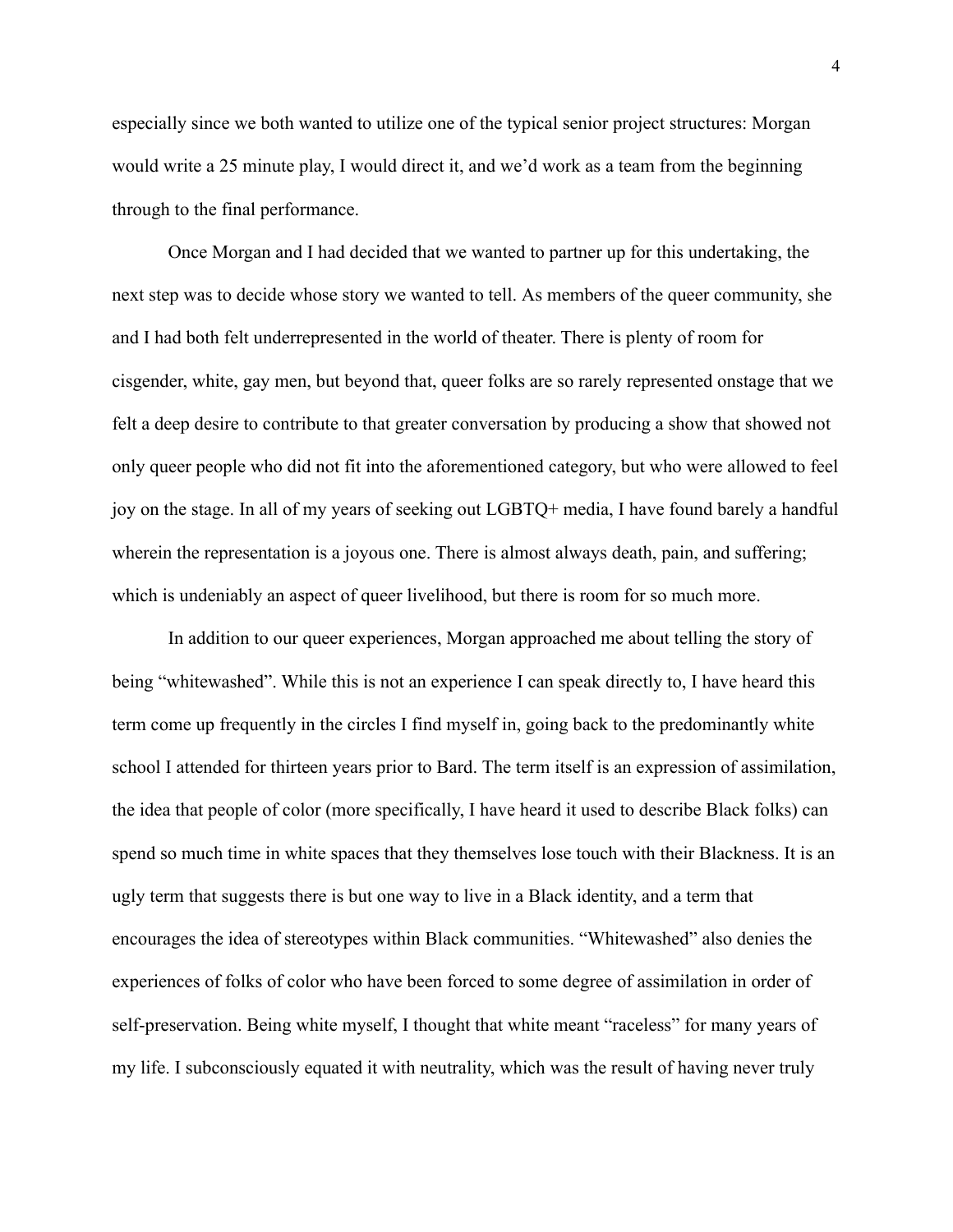especially since we both wanted to utilize one of the typical senior project structures: Morgan would write a 25 minute play, I would direct it, and we'd work as a team from the beginning through to the final performance.

Once Morgan and I had decided that we wanted to partner up for this undertaking, the next step was to decide whose story we wanted to tell. As members of the queer community, she and I had both felt underrepresented in the world of theater. There is plenty of room for cisgender, white, gay men, but beyond that, queer folks are so rarely represented onstage that we felt a deep desire to contribute to that greater conversation by producing a show that showed not only queer people who did not fit into the aforementioned category, but who were allowed to feel joy on the stage. In all of my years of seeking out LGBTQ+ media, I have found barely a handful wherein the representation is a joyous one. There is almost always death, pain, and suffering; which is undeniably an aspect of queer livelihood, but there is room for so much more.

In addition to our queer experiences, Morgan approached me about telling the story of being "whitewashed". While this is not an experience I can speak directly to, I have heard this term come up frequently in the circles I find myself in, going back to the predominantly white school I attended for thirteen years prior to Bard. The term itself is an expression of assimilation, the idea that people of color (more specifically, I have heard it used to describe Black folks) can spend so much time in white spaces that they themselves lose touch with their Blackness. It is an ugly term that suggests there is but one way to live in a Black identity, and a term that encourages the idea of stereotypes within Black communities. "Whitewashed" also denies the experiences of folks of color who have been forced to some degree of assimilation in order of self-preservation. Being white myself, I thought that white meant "raceless" for many years of my life. I subconsciously equated it with neutrality, which was the result of having never truly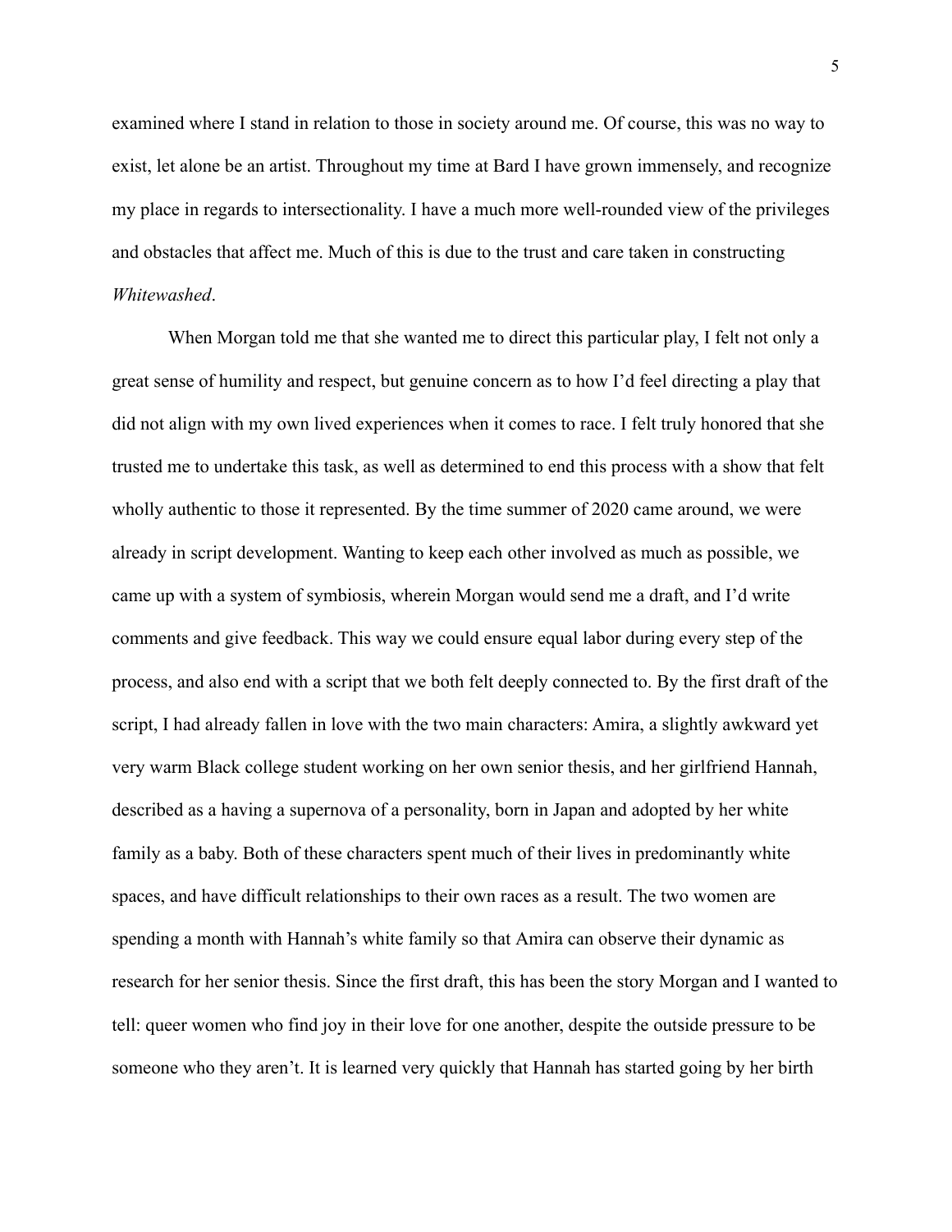examined where I stand in relation to those in society around me. Of course, this was no way to exist, let alone be an artist. Throughout my time at Bard I have grown immensely, and recognize my place in regards to intersectionality. I have a much more well-rounded view of the privileges and obstacles that affect me. Much of this is due to the trust and care taken in constructing *Whitewashed*.

When Morgan told me that she wanted me to direct this particular play, I felt not only a great sense of humility and respect, but genuine concern as to how I'd feel directing a play that did not align with my own lived experiences when it comes to race. I felt truly honored that she trusted me to undertake this task, as well as determined to end this process with a show that felt wholly authentic to those it represented. By the time summer of 2020 came around, we were already in script development. Wanting to keep each other involved as much as possible, we came up with a system of symbiosis, wherein Morgan would send me a draft, and I'd write comments and give feedback. This way we could ensure equal labor during every step of the process, and also end with a script that we both felt deeply connected to. By the first draft of the script, I had already fallen in love with the two main characters: Amira, a slightly awkward yet very warm Black college student working on her own senior thesis, and her girlfriend Hannah, described as a having a supernova of a personality, born in Japan and adopted by her white family as a baby. Both of these characters spent much of their lives in predominantly white spaces, and have difficult relationships to their own races as a result. The two women are spending a month with Hannah's white family so that Amira can observe their dynamic as research for her senior thesis. Since the first draft, this has been the story Morgan and I wanted to tell: queer women who find joy in their love for one another, despite the outside pressure to be someone who they aren't. It is learned very quickly that Hannah has started going by her birth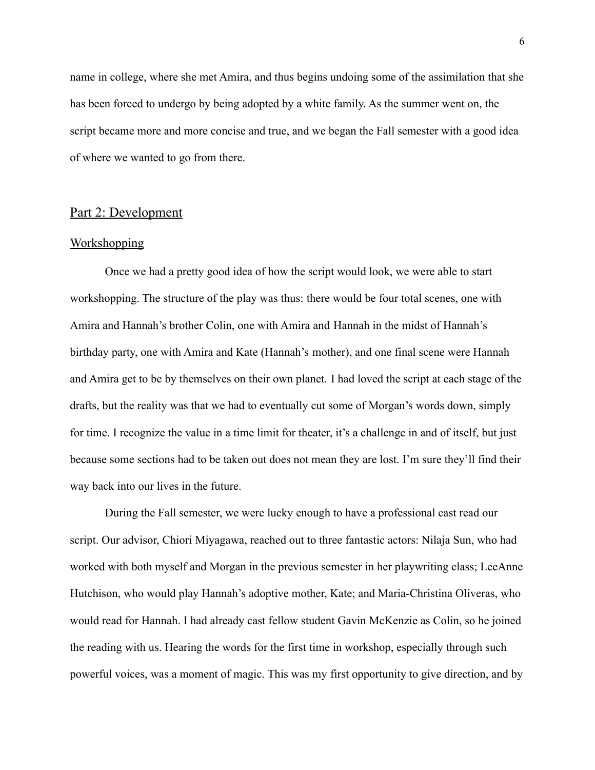name in college, where she met Amira, and thus begins undoing some of the assimilation that she has been forced to undergo by being adopted by a white family. As the summer went on, the script became more and more concise and true, and we began the Fall semester with a good idea of where we wanted to go from there.

## Part 2: Development

### Workshopping

Once we had a pretty good idea of how the script would look, we were able to start workshopping. The structure of the play was thus: there would be four total scenes, one with Amira and Hannah's brother Colin, one with Amira and Hannah in the midst of Hannah's birthday party, one with Amira and Kate (Hannah's mother), and one final scene were Hannah and Amira get to be by themselves on their own planet. I had loved the script at each stage of the drafts, but the reality was that we had to eventually cut some of Morgan's words down, simply for time. I recognize the value in a time limit for theater, it's a challenge in and of itself, but just because some sections had to be taken out does not mean they are lost. I'm sure they'll find their way back into our lives in the future.

During the Fall semester, we were lucky enough to have a professional cast read our script. Our advisor, Chiori Miyagawa, reached out to three fantastic actors: Nilaja Sun, who had worked with both myself and Morgan in the previous semester in her playwriting class; LeeAnne Hutchison, who would play Hannah's adoptive mother, Kate; and Maria-Christina Oliveras, who would read for Hannah. I had already cast fellow student Gavin McKenzie as Colin, so he joined the reading with us. Hearing the words for the first time in workshop, especially through such powerful voices, was a moment of magic. This was my first opportunity to give direction, and by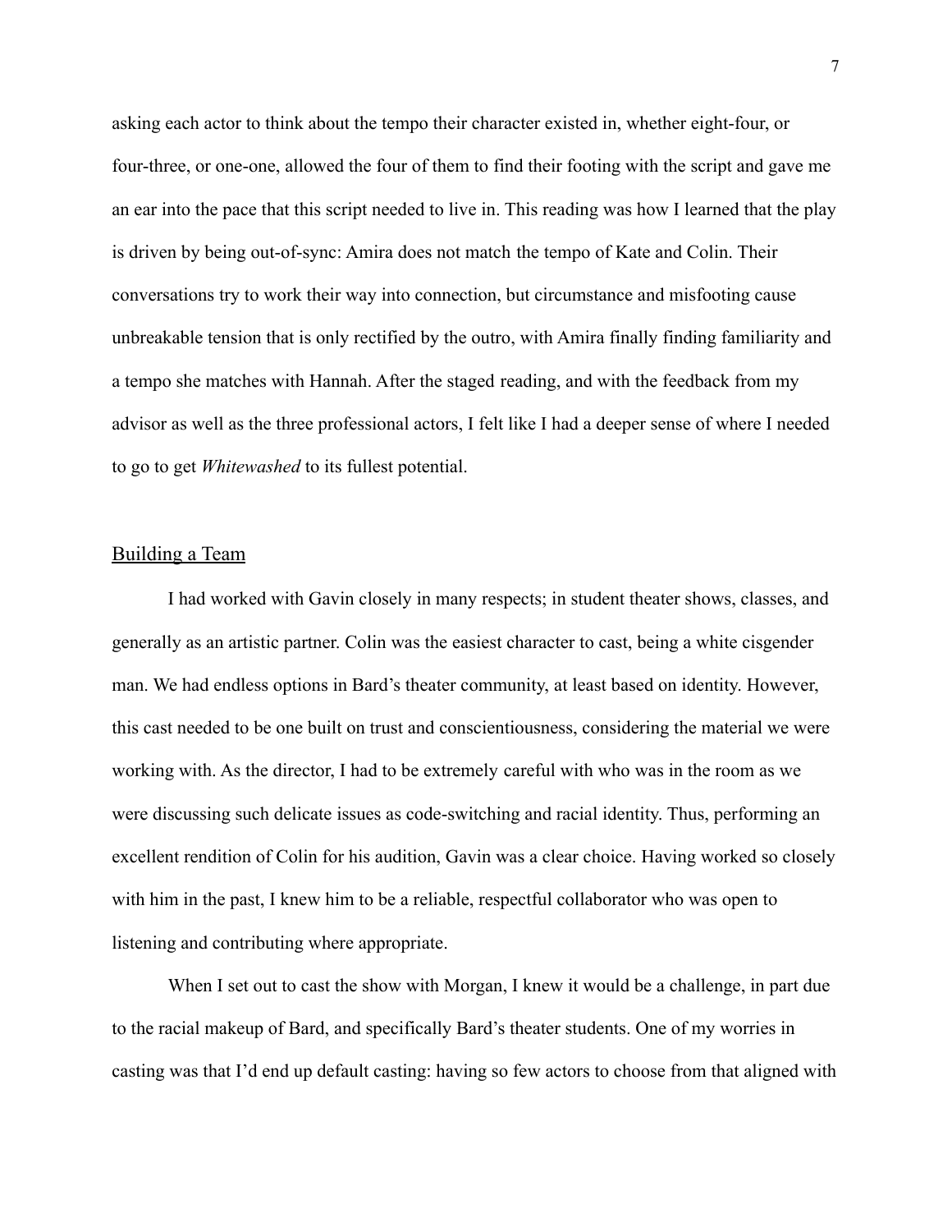asking each actor to think about the tempo their character existed in, whether eight-four, or four-three, or one-one, allowed the four of them to find their footing with the script and gave me an ear into the pace that this script needed to live in. This reading was how I learned that the play is driven by being out-of-sync: Amira does not match the tempo of Kate and Colin. Their conversations try to work their way into connection, but circumstance and misfooting cause unbreakable tension that is only rectified by the outro, with Amira finally finding familiarity and a tempo she matches with Hannah. After the staged reading, and with the feedback from my advisor as well as the three professional actors, I felt like I had a deeper sense of where I needed to go to get *Whitewashed* to its fullest potential.

## Building a Team

I had worked with Gavin closely in many respects; in student theater shows, classes, and generally as an artistic partner. Colin was the easiest character to cast, being a white cisgender man. We had endless options in Bard's theater community, at least based on identity. However, this cast needed to be one built on trust and conscientiousness, considering the material we were working with. As the director, I had to be extremely careful with who was in the room as we were discussing such delicate issues as code-switching and racial identity. Thus, performing an excellent rendition of Colin for his audition, Gavin was a clear choice. Having worked so closely with him in the past, I knew him to be a reliable, respectful collaborator who was open to listening and contributing where appropriate.

When I set out to cast the show with Morgan, I knew it would be a challenge, in part due to the racial makeup of Bard, and specifically Bard's theater students. One of my worries in casting was that I'd end up default casting: having so few actors to choose from that aligned with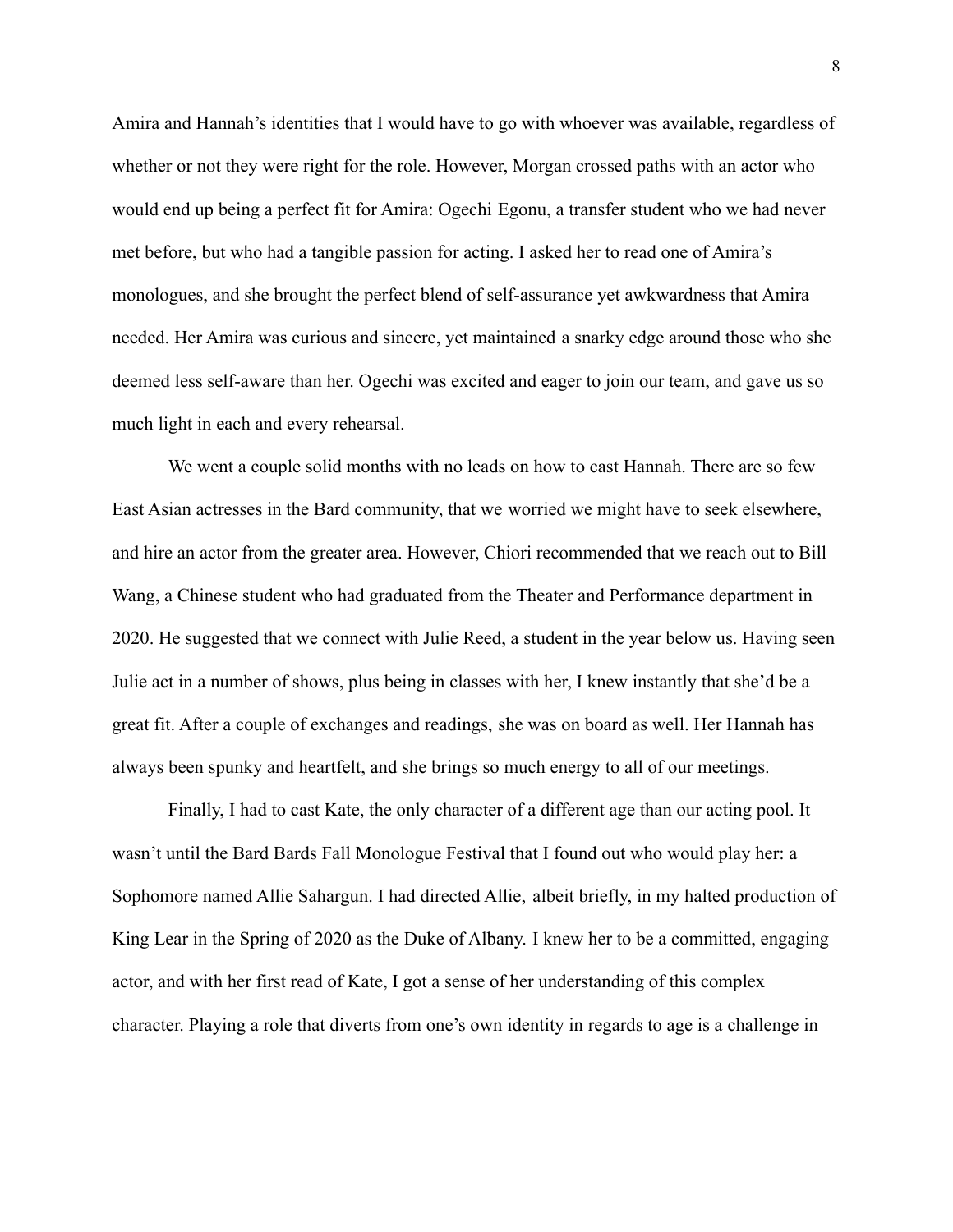Amira and Hannah's identities that I would have to go with whoever was available, regardless of whether or not they were right for the role. However, Morgan crossed paths with an actor who would end up being a perfect fit for Amira: Ogechi Egonu, a transfer student who we had never met before, but who had a tangible passion for acting. I asked her to read one of Amira's monologues, and she brought the perfect blend of self-assurance yet awkwardness that Amira needed. Her Amira was curious and sincere, yet maintained a snarky edge around those who she deemed less self-aware than her. Ogechi was excited and eager to join our team, and gave us so much light in each and every rehearsal.

We went a couple solid months with no leads on how to cast Hannah. There are so few East Asian actresses in the Bard community, that we worried we might have to seek elsewhere, and hire an actor from the greater area. However, Chiori recommended that we reach out to Bill Wang, a Chinese student who had graduated from the Theater and Performance department in 2020. He suggested that we connect with Julie Reed, a student in the year below us. Having seen Julie act in a number of shows, plus being in classes with her, I knew instantly that she'd be a great fit. After a couple of exchanges and readings, she was on board as well. Her Hannah has always been spunky and heartfelt, and she brings so much energy to all of our meetings.

Finally, I had to cast Kate, the only character of a different age than our acting pool. It wasn't until the Bard Bards Fall Monologue Festival that I found out who would play her: a Sophomore named Allie Sahargun. I had directed Allie, albeit briefly, in my halted production of King Lear in the Spring of 2020 as the Duke of Albany. I knew her to be a committed, engaging actor, and with her first read of Kate, I got a sense of her understanding of this complex character. Playing a role that diverts from one's own identity in regards to age is a challenge in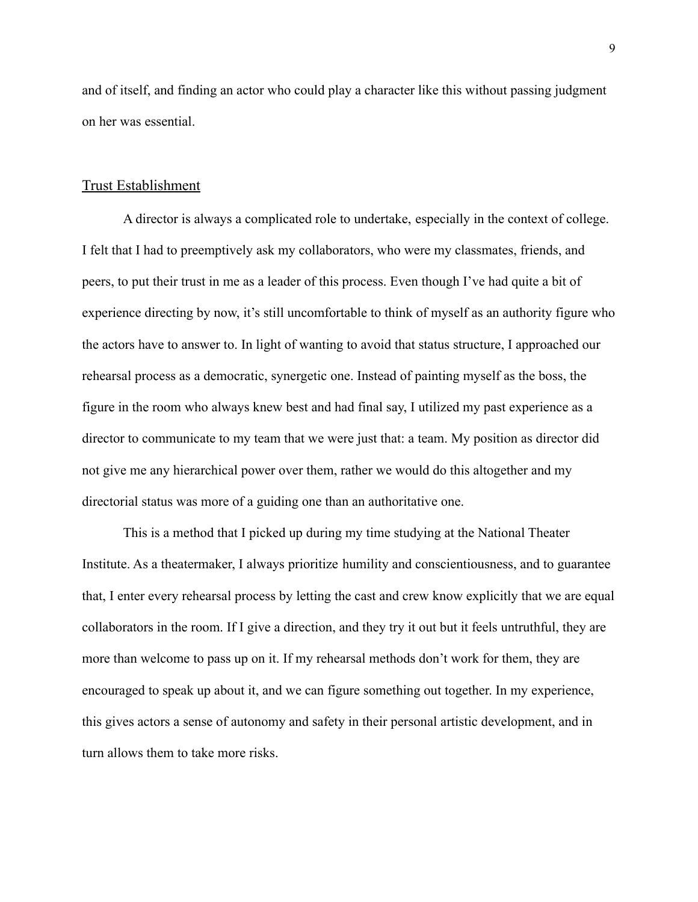and of itself, and finding an actor who could play a character like this without passing judgment on her was essential.

## Trust Establishment

A director is always a complicated role to undertake, especially in the context of college. I felt that I had to preemptively ask my collaborators, who were my classmates, friends, and peers, to put their trust in me as a leader of this process. Even though I've had quite a bit of experience directing by now, it's still uncomfortable to think of myself as an authority figure who the actors have to answer to. In light of wanting to avoid that status structure, I approached our rehearsal process as a democratic, synergetic one. Instead of painting myself as the boss, the figure in the room who always knew best and had final say, I utilized my past experience as a director to communicate to my team that we were just that: a team. My position as director did not give me any hierarchical power over them, rather we would do this altogether and my directorial status was more of a guiding one than an authoritative one.

This is a method that I picked up during my time studying at the National Theater Institute. As a theatermaker, I always prioritize humility and conscientiousness, and to guarantee that, I enter every rehearsal process by letting the cast and crew know explicitly that we are equal collaborators in the room. If I give a direction, and they try it out but it feels untruthful, they are more than welcome to pass up on it. If my rehearsal methods don't work for them, they are encouraged to speak up about it, and we can figure something out together. In my experience, this gives actors a sense of autonomy and safety in their personal artistic development, and in turn allows them to take more risks.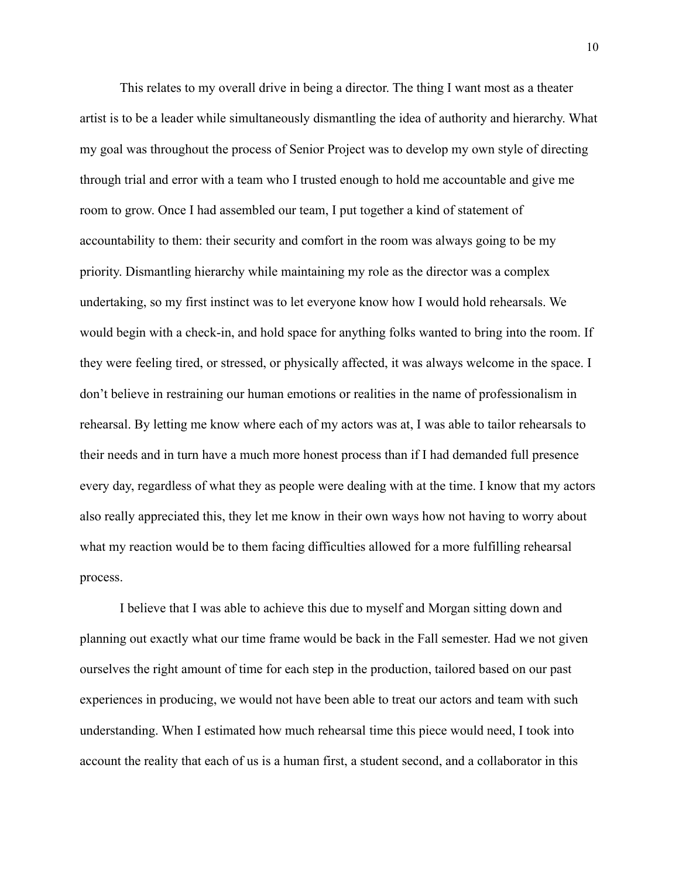This relates to my overall drive in being a director. The thing I want most as a theater artist is to be a leader while simultaneously dismantling the idea of authority and hierarchy. What my goal was throughout the process of Senior Project was to develop my own style of directing through trial and error with a team who I trusted enough to hold me accountable and give me room to grow. Once I had assembled our team, I put together a kind of statement of accountability to them: their security and comfort in the room was always going to be my priority. Dismantling hierarchy while maintaining my role as the director was a complex undertaking, so my first instinct was to let everyone know how I would hold rehearsals. We would begin with a check-in, and hold space for anything folks wanted to bring into the room. If they were feeling tired, or stressed, or physically affected, it was always welcome in the space. I don't believe in restraining our human emotions or realities in the name of professionalism in rehearsal. By letting me know where each of my actors was at, I was able to tailor rehearsals to their needs and in turn have a much more honest process than if I had demanded full presence every day, regardless of what they as people were dealing with at the time. I know that my actors also really appreciated this, they let me know in their own ways how not having to worry about what my reaction would be to them facing difficulties allowed for a more fulfilling rehearsal process.

I believe that I was able to achieve this due to myself and Morgan sitting down and planning out exactly what our time frame would be back in the Fall semester. Had we not given ourselves the right amount of time for each step in the production, tailored based on our past experiences in producing, we would not have been able to treat our actors and team with such understanding. When I estimated how much rehearsal time this piece would need, I took into account the reality that each of us is a human first, a student second, and a collaborator in this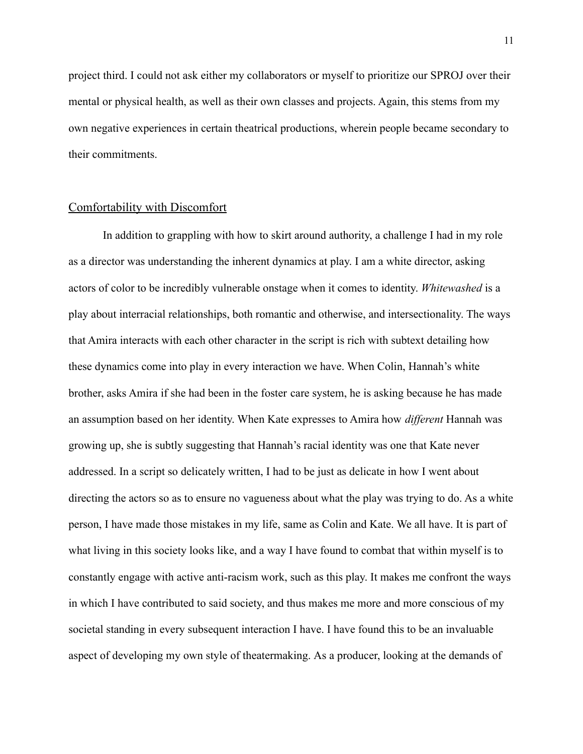project third. I could not ask either my collaborators or myself to prioritize our SPROJ over their mental or physical health, as well as their own classes and projects. Again, this stems from my own negative experiences in certain theatrical productions, wherein people became secondary to their commitments.

## Comfortability with Discomfort

In addition to grappling with how to skirt around authority, a challenge I had in my role as a director was understanding the inherent dynamics at play. I am a white director, asking actors of color to be incredibly vulnerable onstage when it comes to identity. *Whitewashed* is a play about interracial relationships, both romantic and otherwise, and intersectionality. The ways that Amira interacts with each other character in the script is rich with subtext detailing how these dynamics come into play in every interaction we have. When Colin, Hannah's white brother, asks Amira if she had been in the foster care system, he is asking because he has made an assumption based on her identity. When Kate expresses to Amira how *different* Hannah was growing up, she is subtly suggesting that Hannah's racial identity was one that Kate never addressed. In a script so delicately written, I had to be just as delicate in how I went about directing the actors so as to ensure no vagueness about what the play was trying to do. As a white person, I have made those mistakes in my life, same as Colin and Kate. We all have. It is part of what living in this society looks like, and a way I have found to combat that within myself is to constantly engage with active anti-racism work, such as this play. It makes me confront the ways in which I have contributed to said society, and thus makes me more and more conscious of my societal standing in every subsequent interaction I have. I have found this to be an invaluable aspect of developing my own style of theatermaking. As a producer, looking at the demands of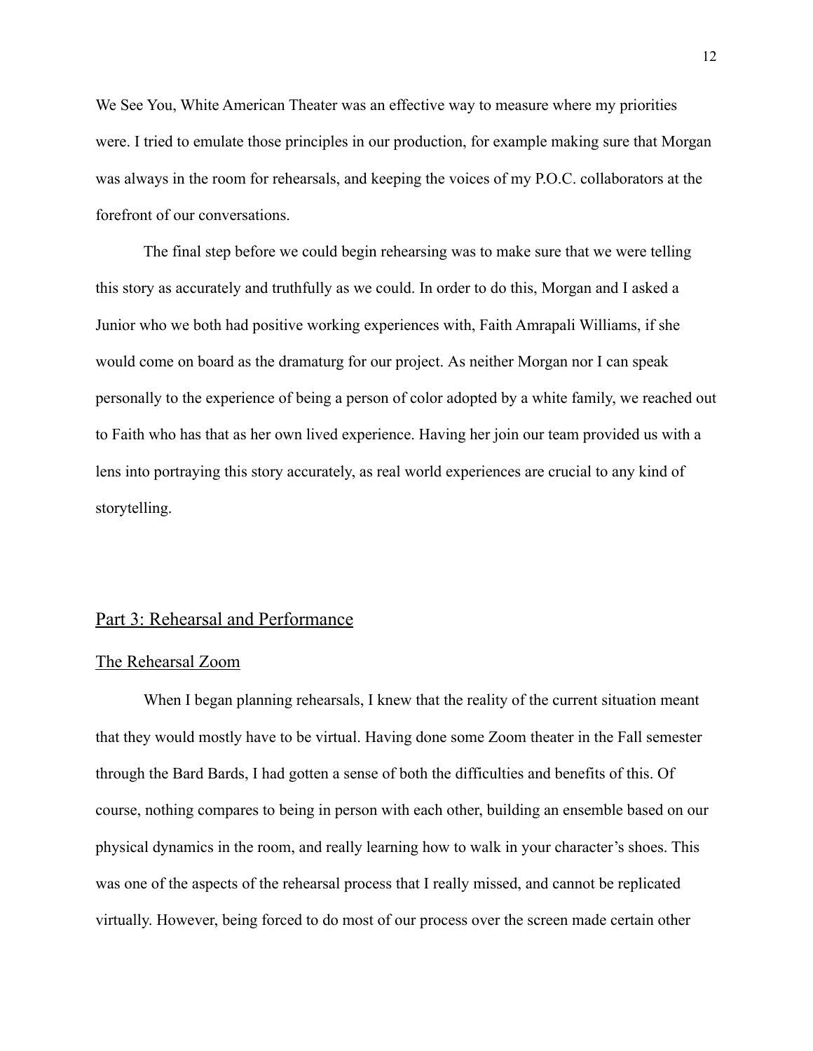We See You, White American Theater was an effective way to measure where my priorities were. I tried to emulate those principles in our production, for example making sure that Morgan was always in the room for rehearsals, and keeping the voices of my P.O.C. collaborators at the forefront of our conversations.

The final step before we could begin rehearsing was to make sure that we were telling this story as accurately and truthfully as we could. In order to do this, Morgan and I asked a Junior who we both had positive working experiences with, Faith Amrapali Williams, if she would come on board as the dramaturg for our project. As neither Morgan nor I can speak personally to the experience of being a person of color adopted by a white family, we reached out to Faith who has that as her own lived experience. Having her join our team provided us with a lens into portraying this story accurately, as real world experiences are crucial to any kind of storytelling.

## Part 3: Rehearsal and Performance

### The Rehearsal Zoom

When I began planning rehearsals, I knew that the reality of the current situation meant that they would mostly have to be virtual. Having done some Zoom theater in the Fall semester through the Bard Bards, I had gotten a sense of both the difficulties and benefits of this. Of course, nothing compares to being in person with each other, building an ensemble based on our physical dynamics in the room, and really learning how to walk in your character's shoes. This was one of the aspects of the rehearsal process that I really missed, and cannot be replicated virtually. However, being forced to do most of our process over the screen made certain other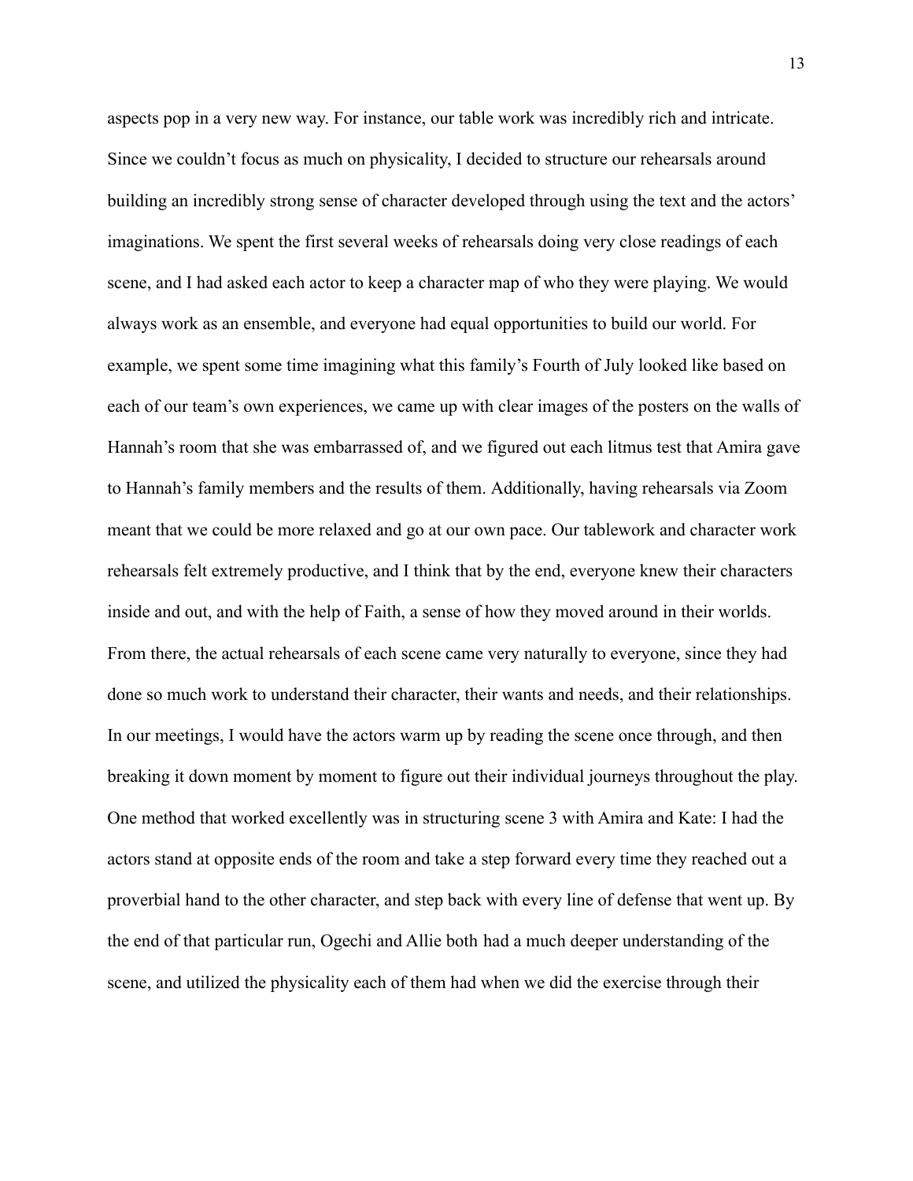aspects pop in a very new way. For instance, our table work was incredibly rich and intricate. Since we couldn't focus as much on physicality, I decided to structure our rehearsals around building an incredibly strong sense of character developed through using the text and the actors' imaginations. We spent the first several weeks of rehearsals doing very close readings of each scene, and I had asked each actor to keep a character map of who they were playing. We would always work as an ensemble, and everyone had equal opportunities to build our world. For example, we spent some time imagining what this family's Fourth of July looked like based on each of our team's own experiences, we came up with clear images of the posters on the walls of Hannah's room that she was embarrassed of, and we figured out each litmus test that Amira gave to Hannah's family members and the results of them. Additionally, having rehearsals via Zoom meant that we could be more relaxed and go at our own pace. Our tablework and character work rehearsals felt extremely productive, and I think that by the end, everyone knew their characters inside and out, and with the help of Faith, a sense of how they moved around in their worlds. From there, the actual rehearsals of each scene came very naturally to everyone, since they had done so much work to understand their character, their wants and needs, and their relationships. In our meetings, I would have the actors warm up by reading the scene once through, and then breaking it down moment by moment to figure out their individual journeys throughout the play. One method that worked excellently was in structuring scene 3 with Amira and Kate: I had the actors stand at opposite ends of the room and take a step forward every time they reached out a proverbial hand to the other character, and step back with every line of defense that went up. By the end of that particular run, Ogechi and Allie both had a much deeper understanding of the scene, and utilized the physicality each of them had when we did the exercise through their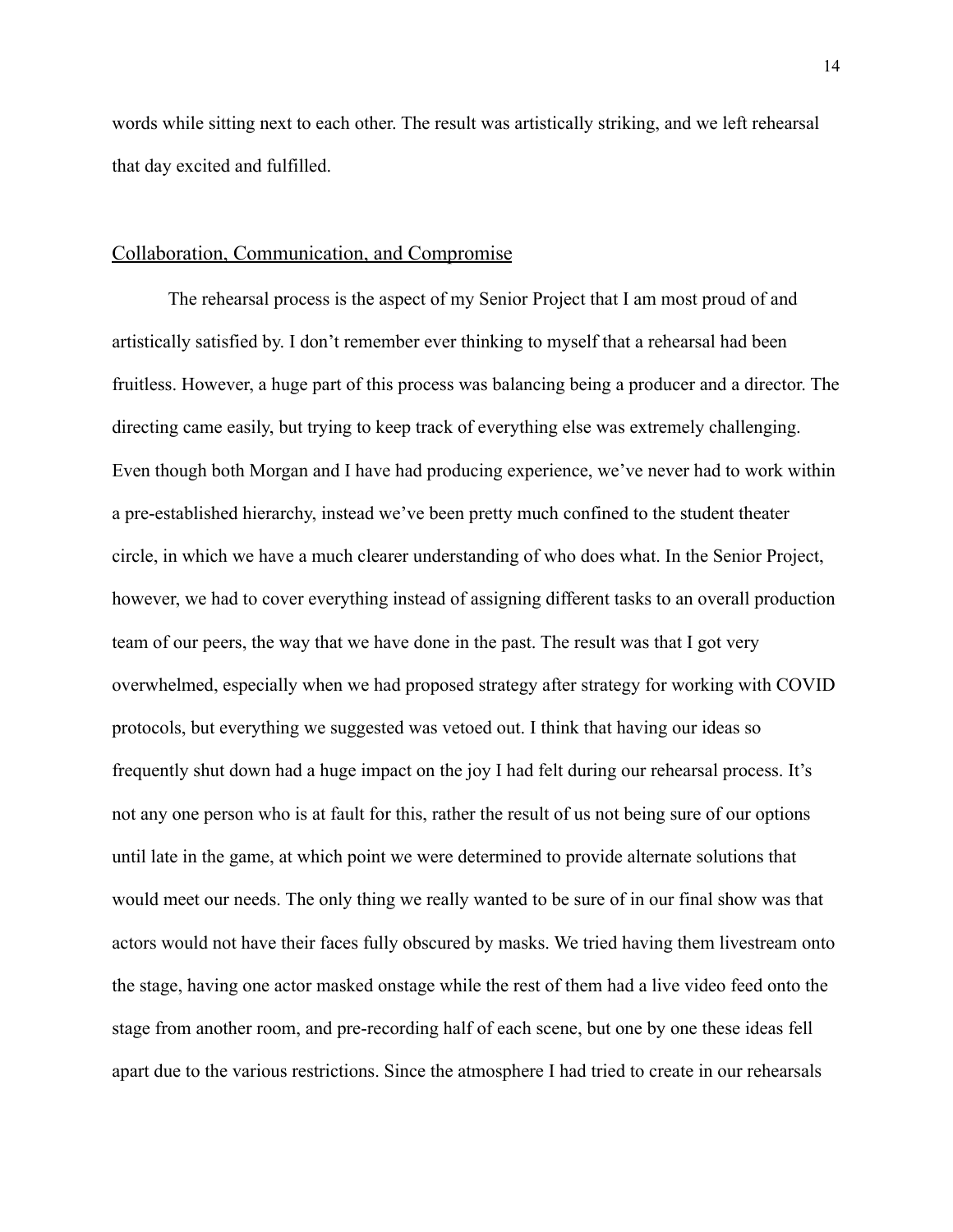words while sitting next to each other. The result was artistically striking, and we left rehearsal that day excited and fulfilled.

## Collaboration, Communication, and Compromise

The rehearsal process is the aspect of my Senior Project that I am most proud of and artistically satisfied by. I don't remember ever thinking to myself that a rehearsal had been fruitless. However, a huge part of this process was balancing being a producer and a director. The directing came easily, but trying to keep track of everything else was extremely challenging. Even though both Morgan and I have had producing experience, we've never had to work within a pre-established hierarchy, instead we've been pretty much confined to the student theater circle, in which we have a much clearer understanding of who does what. In the Senior Project, however, we had to cover everything instead of assigning different tasks to an overall production team of our peers, the way that we have done in the past. The result was that I got very overwhelmed, especially when we had proposed strategy after strategy for working with COVID protocols, but everything we suggested was vetoed out. I think that having our ideas so frequently shut down had a huge impact on the joy I had felt during our rehearsal process. It's not any one person who is at fault for this, rather the result of us not being sure of our options until late in the game, at which point we were determined to provide alternate solutions that would meet our needs. The only thing we really wanted to be sure of in our final show was that actors would not have their faces fully obscured by masks. We tried having them livestream onto the stage, having one actor masked onstage while the rest of them had a live video feed onto the stage from another room, and pre-recording half of each scene, but one by one these ideas fell apart due to the various restrictions. Since the atmosphere I had tried to create in our rehearsals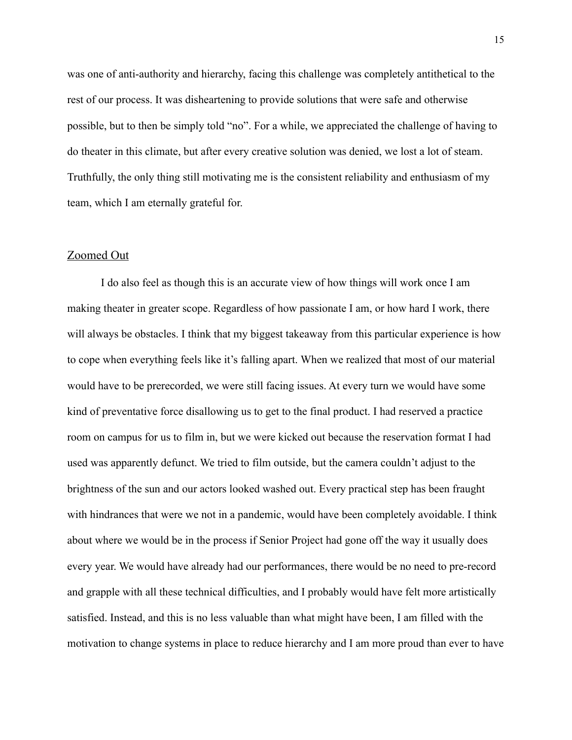was one of anti-authority and hierarchy, facing this challenge was completely antithetical to the rest of our process. It was disheartening to provide solutions that were safe and otherwise possible, but to then be simply told "no". For a while, we appreciated the challenge of having to do theater in this climate, but after every creative solution was denied, we lost a lot of steam. Truthfully, the only thing still motivating me is the consistent reliability and enthusiasm of my team, which I am eternally grateful for.

## Zoomed Out

I do also feel as though this is an accurate view of how things will work once I am making theater in greater scope. Regardless of how passionate I am, or how hard I work, there will always be obstacles. I think that my biggest takeaway from this particular experience is how to cope when everything feels like it's falling apart. When we realized that most of our material would have to be prerecorded, we were still facing issues. At every turn we would have some kind of preventative force disallowing us to get to the final product. I had reserved a practice room on campus for us to film in, but we were kicked out because the reservation format I had used was apparently defunct. We tried to film outside, but the camera couldn't adjust to the brightness of the sun and our actors looked washed out. Every practical step has been fraught with hindrances that were we not in a pandemic, would have been completely avoidable. I think about where we would be in the process if Senior Project had gone off the way it usually does every year. We would have already had our performances, there would be no need to pre-record and grapple with all these technical difficulties, and I probably would have felt more artistically satisfied. Instead, and this is no less valuable than what might have been, I am filled with the motivation to change systems in place to reduce hierarchy and I am more proud than ever to have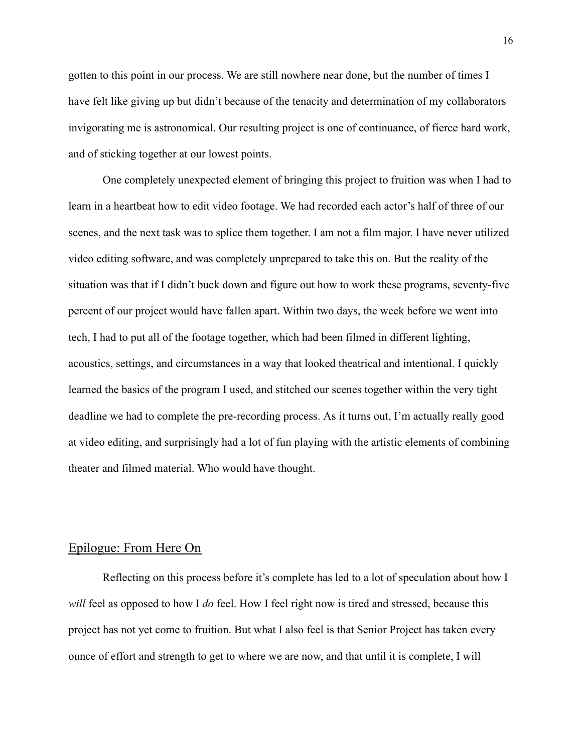gotten to this point in our process. We are still nowhere near done, but the number of times I have felt like giving up but didn't because of the tenacity and determination of my collaborators invigorating me is astronomical. Our resulting project is one of continuance, of fierce hard work, and of sticking together at our lowest points.

One completely unexpected element of bringing this project to fruition was when I had to learn in a heartbeat how to edit video footage. We had recorded each actor's half of three of our scenes, and the next task was to splice them together. I am not a film major. I have never utilized video editing software, and was completely unprepared to take this on. But the reality of the situation was that if I didn't buck down and figure out how to work these programs, seventy-five percent of our project would have fallen apart. Within two days, the week before we went into tech, I had to put all of the footage together, which had been filmed in different lighting, acoustics, settings, and circumstances in a way that looked theatrical and intentional. I quickly learned the basics of the program I used, and stitched our scenes together within the very tight deadline we had to complete the pre-recording process. As it turns out, I'm actually really good at video editing, and surprisingly had a lot of fun playing with the artistic elements of combining theater and filmed material. Who would have thought.

## Epilogue: From Here On

Reflecting on this process before it's complete has led to a lot of speculation about how I *will* feel as opposed to how I *do* feel. How I feel right now is tired and stressed, because this project has not yet come to fruition. But what I also feel is that Senior Project has taken every ounce of effort and strength to get to where we are now, and that until it is complete, I will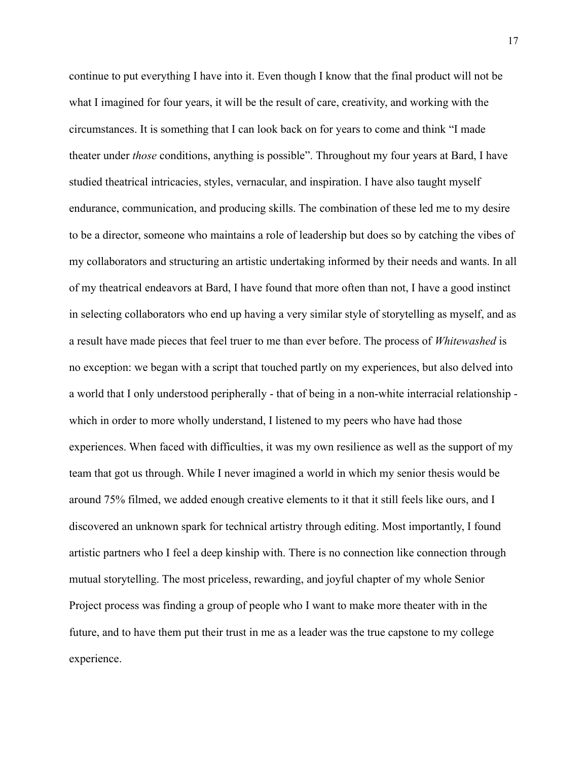continue to put everything I have into it. Even though I know that the final product will not be what I imagined for four years, it will be the result of care, creativity, and working with the circumstances. It is something that I can look back on for years to come and think "I made theater under *those* conditions, anything is possible". Throughout my four years at Bard, I have studied theatrical intricacies, styles, vernacular, and inspiration. I have also taught myself endurance, communication, and producing skills. The combination of these led me to my desire to be a director, someone who maintains a role of leadership but does so by catching the vibes of my collaborators and structuring an artistic undertaking informed by their needs and wants. In all of my theatrical endeavors at Bard, I have found that more often than not, I have a good instinct in selecting collaborators who end up having a very similar style of storytelling as myself, and as a result have made pieces that feel truer to me than ever before. The process of *Whitewashed* is no exception: we began with a script that touched partly on my experiences, but also delved into a world that I only understood peripherally - that of being in a non-white interracial relationship - which in order to more wholly understand, I listened to my peers who have had those experiences. When faced with difficulties, it was my own resilience as well as the support of my team that got us through. While I never imagined a world in which my senior thesis would be around 75% filmed, we added enough creative elements to it that it still feels like ours, and I discovered an unknown spark for technical artistry through editing. Most importantly, I found artistic partners who I feel a deep kinship with. There is no connection like connection through mutual storytelling. The most priceless, rewarding, and joyful chapter of my whole Senior Project process was finding a group of people who I want to make more theater with in the future, and to have them put their trust in me as a leader was the true capstone to my college experience.